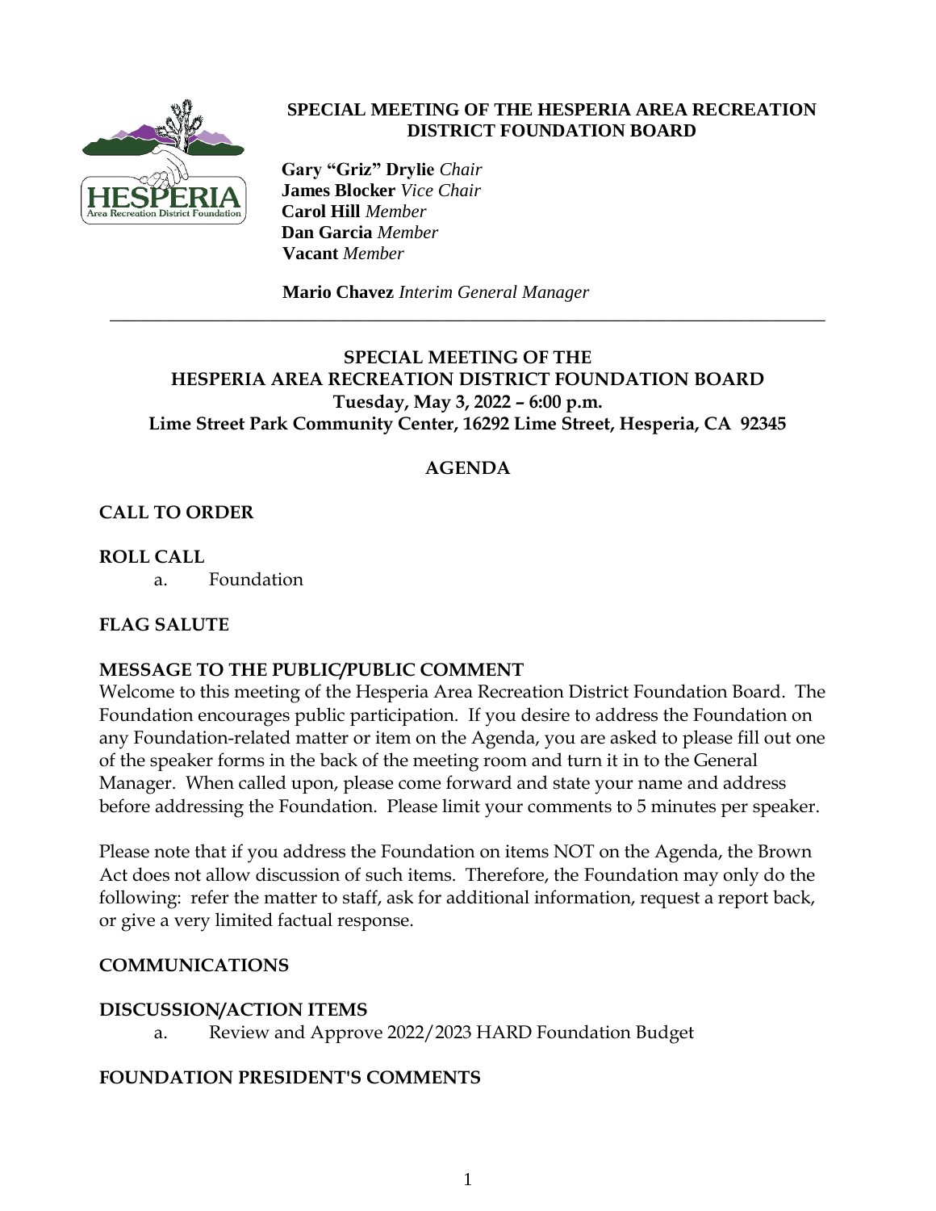**SPECIAL MEETING OF THE HESPERIA AREA RECREATION DISTRICT FOUNDATION BOARD**

**Gary "Griz" Drylie** *Chair*
**James Blocker** *Vice Chair*
**Carol Hill** *Member*
**Dan Garcia** *Member*
**Vacant** *Member*

**Mario Chavez** *Interim General Manager*

---

# SPECIAL MEETING OF THE HESPERIA AREA RECREATION DISTRICT FOUNDATION BOARD

**Tuesday, May 3, 2022 – 6:00 p.m.**
**Lime Street Park Community Center, 16292 Lime Street, Hesperia, CA 92345**

## AGENDA

### CALL TO ORDER

### ROLL CALL

a. Foundation

### FLAG SALUTE

### MESSAGE TO THE PUBLIC/PUBLIC COMMENT

Welcome to this meeting of the Hesperia Area Recreation District Foundation Board. The Foundation encourages public participation. If you desire to address the Foundation on any Foundation-related matter or item on the Agenda, you are asked to please fill out one of the speaker forms in the back of the meeting room and turn it in to the General Manager. When called upon, please come forward and state your name and address before addressing the Foundation. Please limit your comments to 5 minutes per speaker.

Please note that if you address the Foundation on items NOT on the Agenda, the Brown Act does not allow discussion of such items. Therefore, the Foundation may only do the following: refer the matter to staff, ask for additional information, request a report back, or give a very limited factual response.

### COMMUNICATIONS

### DISCUSSION/ACTION ITEMS

a. Review and Approve 2022/2023 HARD Foundation Budget

### FOUNDATION PRESIDENT'S COMMENTS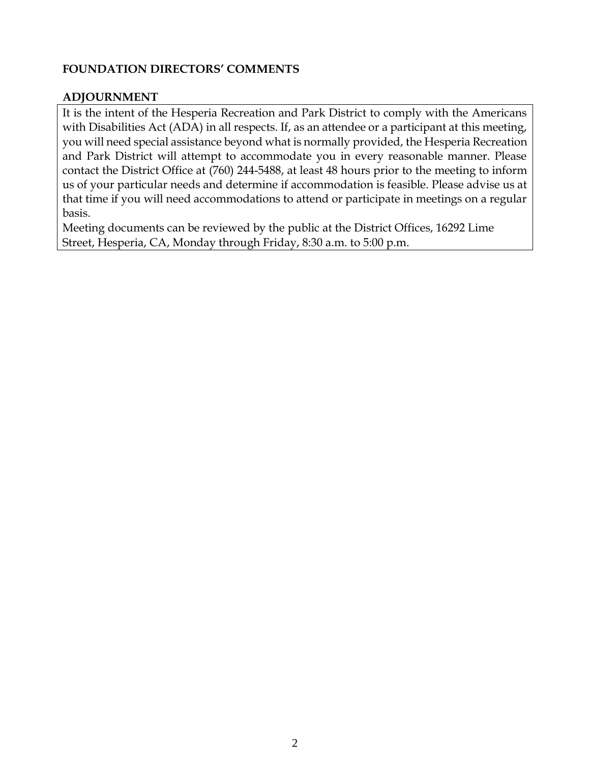**FOUNDATION DIRECTORS' COMMENTS**

**ADJOURNMENT**

It is the intent of the Hesperia Recreation and Park District to comply with the Americans with Disabilities Act (ADA) in all respects. If, as an attendee or a participant at this meeting, you will need special assistance beyond what is normally provided, the Hesperia Recreation and Park District will attempt to accommodate you in every reasonable manner. Please contact the District Office at (760) 244-5488, at least 48 hours prior to the meeting to inform us of your particular needs and determine if accommodation is feasible. Please advise us at that time if you will need accommodations to attend or participate in meetings on a regular basis.

Meeting documents can be reviewed by the public at the District Offices, 16292 Lime Street, Hesperia, CA, Monday through Friday, 8:30 a.m. to 5:00 p.m.